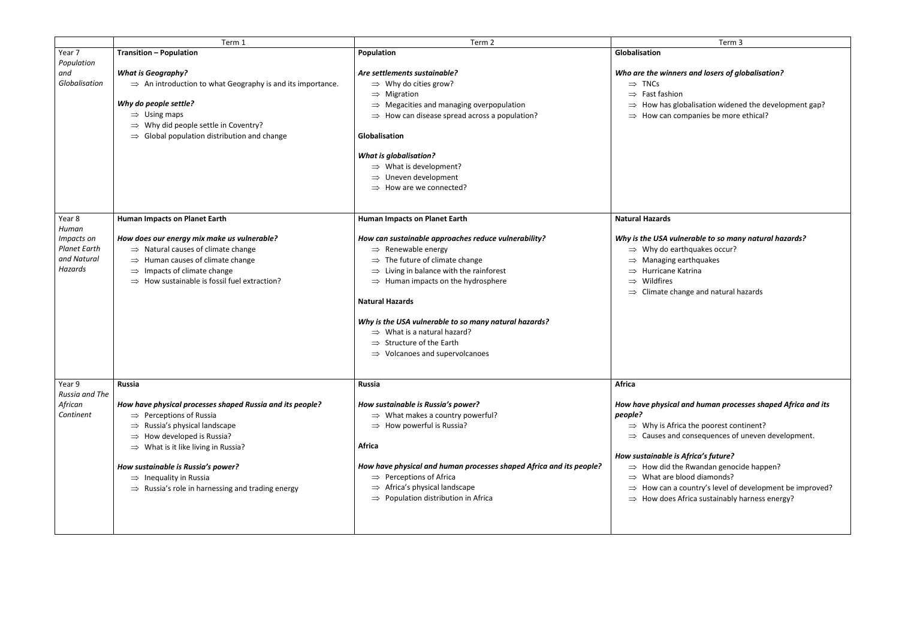| | Term 1 | Term 2 | Term 3 |
|---|---|---|---|
| Year 7<br>*Population and Globalisation* | **Transition – Population**<br><br>***What is Geography?***<br>⇒ An introduction to what Geography is and its importance.<br><br>***Why do people settle?***<br>⇒ Using maps<br>⇒ Why did people settle in Coventry?<br>⇒ Global population distribution and change | **Population**<br><br>***Are settlements sustainable?***<br>⇒ Why do cities grow?<br>⇒ Migration<br>⇒ Megacities and managing overpopulation<br>⇒ How can disease spread across a population?<br><br>**Globalisation**<br><br>***What is globalisation?***<br>⇒ What is development?<br>⇒ Uneven development<br>⇒ How are we connected? | **Globalisation**<br><br>***Who are the winners and losers of globalisation?***<br>⇒ TNCs<br>⇒ Fast fashion<br>⇒ How has globalisation widened the development gap?<br>⇒ How can companies be more ethical? |
| Year 8<br>*Human Impacts on Planet Earth and Natural Hazards* | **Human Impacts on Planet Earth**<br><br>***How does our energy mix make us vulnerable?***<br>⇒ Natural causes of climate change<br>⇒ Human causes of climate change<br>⇒ Impacts of climate change<br>⇒ How sustainable is fossil fuel extraction? | **Human Impacts on Planet Earth**<br><br>***How can sustainable approaches reduce vulnerability?***<br>⇒ Renewable energy<br>⇒ The future of climate change<br>⇒ Living in balance with the rainforest<br>⇒ Human impacts on the hydrosphere<br><br>**Natural Hazards**<br><br>***Why is the USA vulnerable to so many natural hazards?***<br>⇒ What is a natural hazard?<br>⇒ Structure of the Earth<br>⇒ Volcanoes and supervolcanoes | **Natural Hazards**<br><br>***Why is the USA vulnerable to so many natural hazards?***<br>⇒ Why do earthquakes occur?<br>⇒ Managing earthquakes<br>⇒ Hurricane Katrina<br>⇒ Wildfires<br>⇒ Climate change and natural hazards |
| Year 9<br>*Russia and The African Continent* | **Russia**<br><br>***How have physical processes shaped Russia and its people?***<br>⇒ Perceptions of Russia<br>⇒ Russia's physical landscape<br>⇒ How developed is Russia?<br>⇒ What is it like living in Russia?<br><br>***How sustainable is Russia's power?***<br>⇒ Inequality in Russia<br>⇒ Russia's role in harnessing and trading energy | **Russia**<br><br>***How sustainable is Russia's power?***<br>⇒ What makes a country powerful?<br>⇒ How powerful is Russia?<br><br>**Africa**<br><br>***How have physical and human processes shaped Africa and its people?***<br>⇒ Perceptions of Africa<br>⇒ Africa's physical landscape<br>⇒ Population distribution in Africa | **Africa**<br><br>***How have physical and human processes shaped Africa and its people?***<br>⇒ Why is Africa the poorest continent?<br>⇒ Causes and consequences of uneven development.<br><br>***How sustainable is Africa's future?***<br>⇒ How did the Rwandan genocide happen?<br>⇒ What are blood diamonds?<br>⇒ How can a country's level of development be improved?<br>⇒ How does Africa sustainably harness energy? |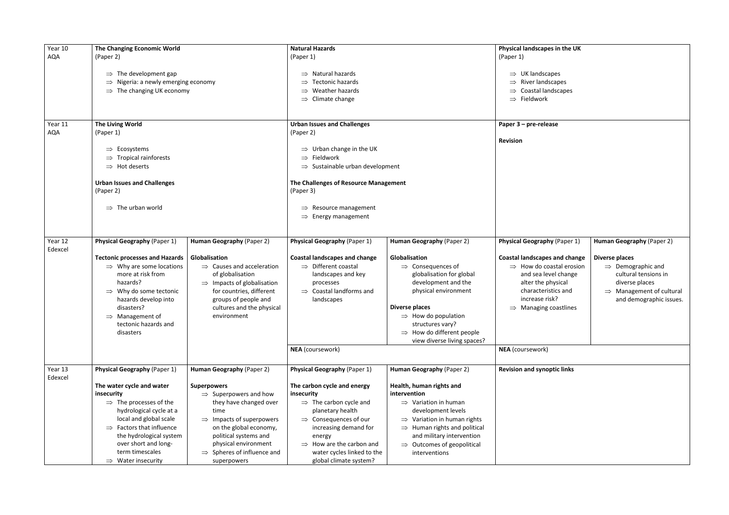| | | | | | | |
|---|---|---|---|---|---|---|
| Year 10 AQA | **The Changing Economic World** (Paper 2)<br><br>⇒ The development gap<br>⇒ Nigeria: a newly emerging economy<br>⇒ The changing UK economy | | **Natural Hazards** (Paper 1)<br><br>⇒ Natural hazards<br>⇒ Tectonic hazards<br>⇒ Weather hazards<br>⇒ Climate change | | **Physical landscapes in the UK** (Paper 1)<br><br>⇒ UK landscapes<br>⇒ River landscapes<br>⇒ Coastal landscapes<br>⇒ Fieldwork | |
| Year 11 AQA | **The Living World** (Paper 1)<br><br>⇒ Ecosystems<br>⇒ Tropical rainforests<br>⇒ Hot deserts<br><br>**Urban Issues and Challenges** (Paper 2)<br><br>⇒ The urban world | | **Urban Issues and Challenges** (Paper 2)<br><br>⇒ Urban change in the UK<br>⇒ Fieldwork<br>⇒ Sustainable urban development<br><br>**The Challenges of Resource Management** (Paper 3)<br><br>⇒ Resource management<br>⇒ Energy management | | **Paper 3 – pre-release**<br><br>**Revision** | |
| Year 12 Edexcel | **Physical Geography** (Paper 1)<br><br>**Tectonic processes and Hazards**<br>⇒ Why are some locations more at risk from hazards?<br>⇒ Why do some tectonic hazards develop into disasters?<br>⇒ Management of tectonic hazards and disasters | **Human Geography** (Paper 2)<br><br>**Globalisation**<br>⇒ Causes and acceleration of globalisation<br>⇒ Impacts of globalisation for countries, different groups of people and cultures and the physical environment | **Physical Geography** (Paper 1)<br><br>**Coastal landscapes and change**<br>⇒ Different coastal landscapes and key processes<br>⇒ Coastal landforms and landscapes | **Human Geography** (Paper 2)<br><br>**Globalisation**<br>⇒ Consequences of globalisation for global development and the physical environment<br><br>**Diverse places**<br>⇒ How do population structures vary?<br>⇒ How do different people view diverse living spaces? | **Physical Geography** (Paper 1)<br><br>**Coastal landscapes and change**<br>⇒ How do coastal erosion and sea level change alter the physical characteristics and increase risk?<br>⇒ Managing coastlines | **Human Geography** (Paper 2)<br><br>**Diverse places**<br>⇒ Demographic and cultural tensions in diverse places<br>⇒ Management of cultural and demographic issues. |
| | | | **NEA** (coursework) | | **NEA** (coursework) | |
| Year 13 Edexcel | **Physical Geography** (Paper 1)<br><br>**The water cycle and water insecurity**<br>⇒ The processes of the hydrological cycle at a local and global scale<br>⇒ Factors that influence the hydrological system over short and long-term timescales<br>⇒ Water insecurity | **Human Geography** (Paper 2)<br><br>**Superpowers**<br>⇒ Superpowers and how they have changed over time<br>⇒ Impacts of superpowers on the global economy, political systems and physical environment<br>⇒ Spheres of influence and superpowers | **Physical Geography** (Paper 1)<br><br>**The carbon cycle and energy insecurity**<br>⇒ The carbon cycle and planetary health<br>⇒ Consequences of our increasing demand for energy<br>⇒ How are the carbon and water cycles linked to the global climate system? | **Human Geography** (Paper 2)<br><br>**Health, human rights and intervention**<br>⇒ Variation in human development levels<br>⇒ Variation in human rights<br>⇒ Human rights and political and military intervention<br>⇒ Outcomes of geopolitical interventions | **Revision and synoptic links** | |